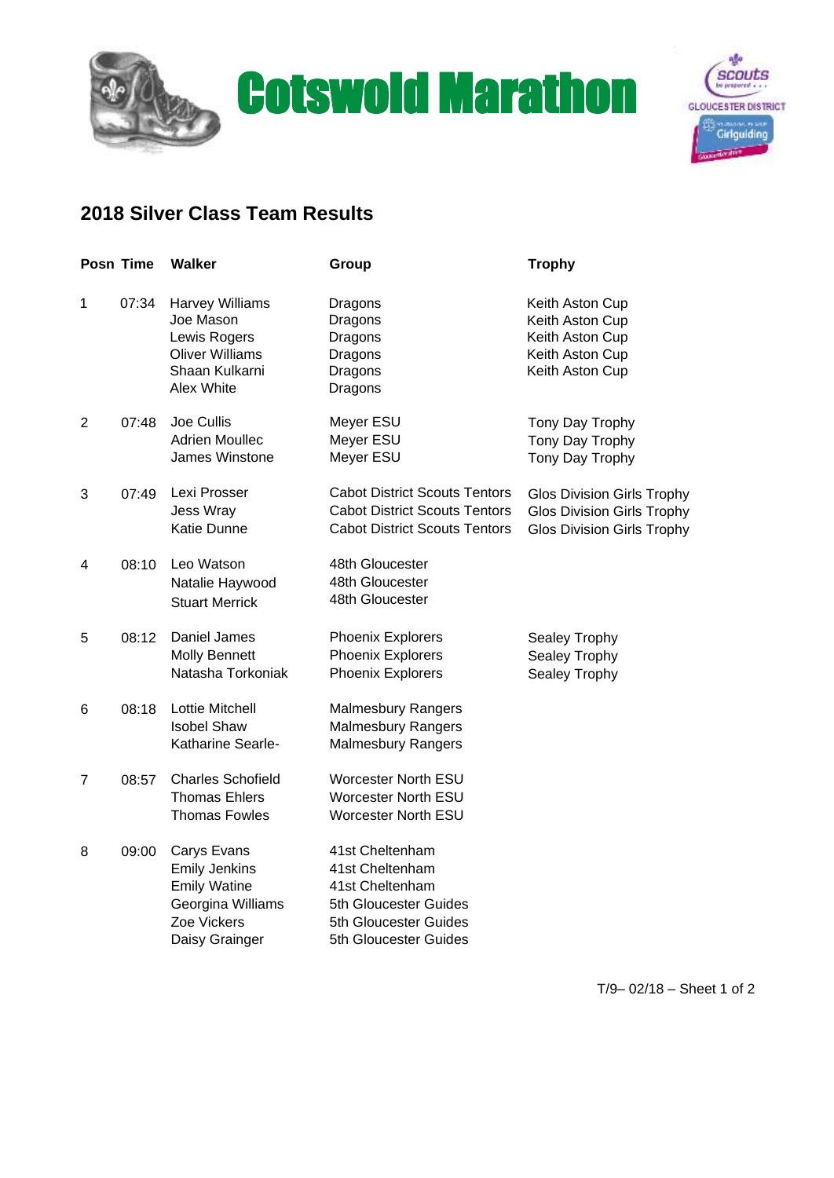# Cotswold Marathon

## 2018 Silver Class Team Results

| Posn | Time | Walker | Group | Trophy |
|---|---|---|---|---|
| 1 | 07:34 | Harvey Williams | Dragons | Keith Aston Cup |
| | | Joe Mason | Dragons | Keith Aston Cup |
| | | Lewis Rogers | Dragons | Keith Aston Cup |
| | | Oliver Williams | Dragons | Keith Aston Cup |
| | | Shaan Kulkarni | Dragons | Keith Aston Cup |
| | | Alex White | Dragons | |
| 2 | 07:48 | Joe Cullis | Meyer ESU | Tony Day Trophy |
| | | Adrien Moullec | Meyer ESU | Tony Day Trophy |
| | | James Winstone | Meyer ESU | Tony Day Trophy |
| 3 | 07:49 | Lexi Prosser | Cabot District Scouts Tentors | Glos Division Girls Trophy |
| | | Jess Wray | Cabot District Scouts Tentors | Glos Division Girls Trophy |
| | | Katie Dunne | Cabot District Scouts Tentors | Glos Division Girls Trophy |
| 4 | 08:10 | Leo Watson | 48th Gloucester | |
| | | Natalie Haywood | 48th Gloucester | |
| | | Stuart Merrick | 48th Gloucester | |
| 5 | 08:12 | Daniel James | Phoenix Explorers | Sealey Trophy |
| | | Molly Bennett | Phoenix Explorers | Sealey Trophy |
| | | Natasha Torkoniak | Phoenix Explorers | Sealey Trophy |
| 6 | 08:18 | Lottie Mitchell | Malmesbury Rangers | |
| | | Isobel Shaw | Malmesbury Rangers | |
| | | Katharine Searle- | Malmesbury Rangers | |
| 7 | 08:57 | Charles Schofield | Worcester North ESU | |
| | | Thomas Ehlers | Worcester North ESU | |
| | | Thomas Fowles | Worcester North ESU | |
| 8 | 09:00 | Carys Evans | 41st Cheltenham | |
| | | Emily Jenkins | 41st Cheltenham | |
| | | Emily Watine | 41st Cheltenham | |
| | | Georgina Williams | 5th Gloucester Guides | |
| | | Zoe Vickers | 5th Gloucester Guides | |
| | | Daisy Grainger | 5th Gloucester Guides | |

T/9– 02/18 – Sheet 1 of 2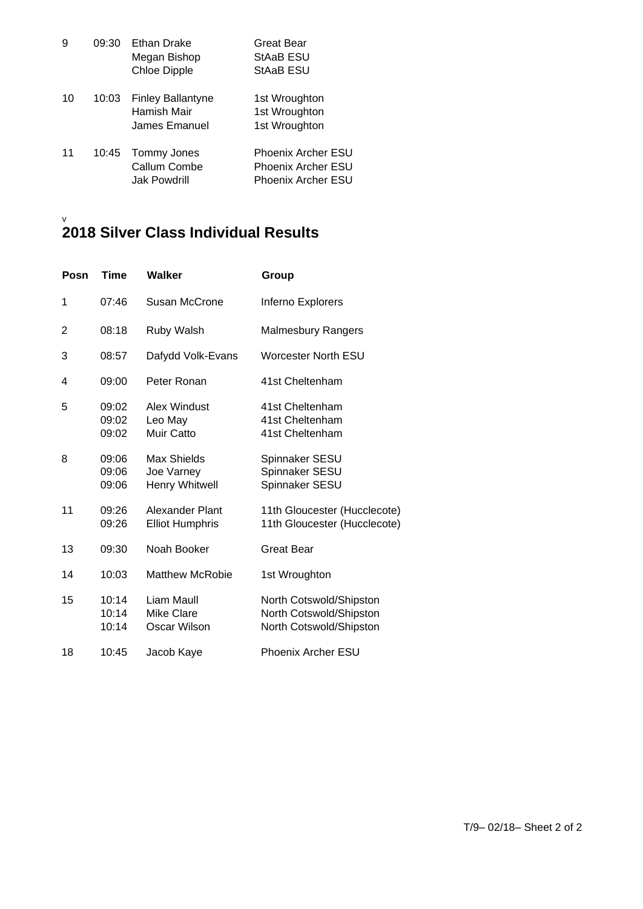| | | | |
|---|---|---|---|
| 9 | 09:30 | Ethan Drake | Great Bear |
| | | Megan Bishop | StAaB ESU |
| | | Chloe Dipple | StAaB ESU |
| 10 | 10:03 | Finley Ballantyne | 1st Wroughton |
| | | Hamish Mair | 1st Wroughton |
| | | James Emanuel | 1st Wroughton |
| 11 | 10:45 | Tommy Jones | Phoenix Archer ESU |
| | | Callum Combe | Phoenix Archer ESU |
| | | Jak Powdrill | Phoenix Archer ESU |

v

## 2018 Silver Class Individual Results

| Posn | Time | Walker | Group |
|---|---|---|---|
| 1 | 07:46 | Susan McCrone | Inferno Explorers |
| 2 | 08:18 | Ruby Walsh | Malmesbury Rangers |
| 3 | 08:57 | Dafydd Volk-Evans | Worcester North ESU |
| 4 | 09:00 | Peter Ronan | 41st Cheltenham |
| 5 | 09:02 | Alex Windust | 41st Cheltenham |
| | 09:02 | Leo May | 41st Cheltenham |
| | 09:02 | Muir Catto | 41st Cheltenham |
| 8 | 09:06 | Max Shields | Spinnaker SESU |
| | 09:06 | Joe Varney | Spinnaker SESU |
| | 09:06 | Henry Whitwell | Spinnaker SESU |
| 11 | 09:26 | Alexander Plant | 11th Gloucester (Hucclecote) |
| | 09:26 | Elliot Humphris | 11th Gloucester (Hucclecote) |
| 13 | 09:30 | Noah Booker | Great Bear |
| 14 | 10:03 | Matthew McRobie | 1st Wroughton |
| 15 | 10:14 | Liam Maull | North Cotswold/Shipston |
| | 10:14 | Mike Clare | North Cotswold/Shipston |
| | 10:14 | Oscar Wilson | North Cotswold/Shipston |
| 18 | 10:45 | Jacob Kaye | Phoenix Archer ESU |

T/9– 02/18– Sheet 2 of 2